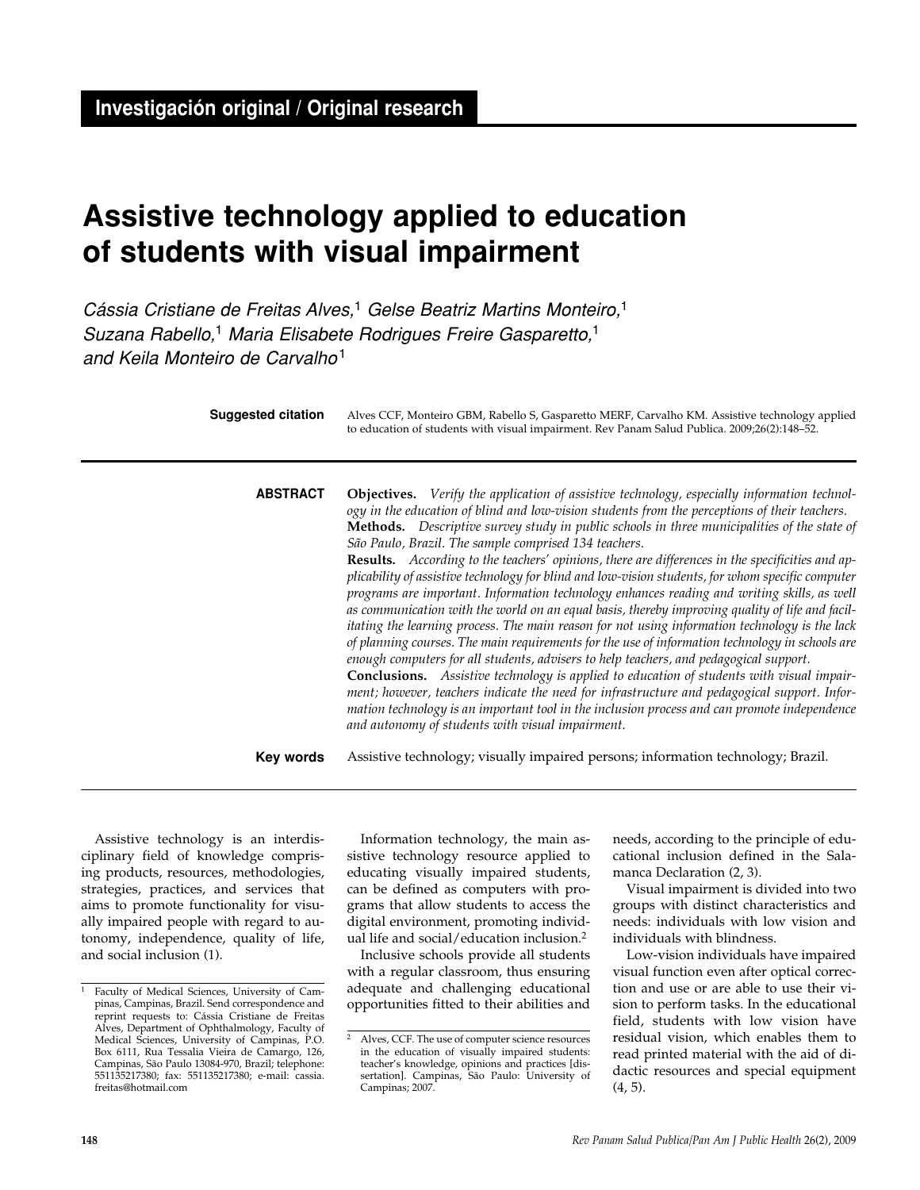Investigación original / Original research

# Assistive technology applied to education of students with visual impairment

*Cássia Cristiane de Freitas Alves,[1] Gelse Beatriz Martins Monteiro,[1] Suzana Rabello,[1] Maria Elisabete Rodrigues Freire Gasparetto,[1] and Keila Monteiro de Carvalho[1]*

**Suggested citation** Alves CCF, Monteiro GBM, Rabello S, Gasparetto MERF, Carvalho KM. Assistive technology applied to education of students with visual impairment. Rev Panam Salud Publica. 2009;26(2):148–52.

**ABSTRACT**

**Objectives.** *Verify the application of assistive technology, especially information technology in the education of blind and low-vision students from the perceptions of their teachers.*

**Methods.** *Descriptive survey study in public schools in three municipalities of the state of São Paulo, Brazil. The sample comprised 134 teachers.*

**Results.** *According to the teachers' opinions, there are differences in the specificities and applicability of assistive technology for blind and low-vision students, for whom specific computer programs are important. Information technology enhances reading and writing skills, as well as communication with the world on an equal basis, thereby improving quality of life and facilitating the learning process. The main reason for not using information technology is the lack of planning courses. The main requirements for the use of information technology in schools are enough computers for all students, advisers to help teachers, and pedagogical support.*

**Conclusions.** *Assistive technology is applied to education of students with visual impairment; however, teachers indicate the need for infrastructure and pedagogical support. Information technology is an important tool in the inclusion process and can promote independence and autonomy of students with visual impairment.*

**Key words** Assistive technology; visually impaired persons; information technology; Brazil.

---

Assistive technology is an interdisciplinary field of knowledge comprising products, resources, methodologies, strategies, practices, and services that aims to promote functionality for visually impaired people with regard to autonomy, independence, quality of life, and social inclusion (1).

Information technology, the main assistive technology resource applied to educating visually impaired students, can be defined as computers with programs that allow students to access the digital environment, promoting individual life and social/education inclusion.[2]

Inclusive schools provide all students with a regular classroom, thus ensuring adequate and challenging educational opportunities fitted to their abilities and needs, according to the principle of educational inclusion defined in the Salamanca Declaration (2, 3).

Visual impairment is divided into two groups with distinct characteristics and needs: individuals with low vision and individuals with blindness.

Low-vision individuals have impaired visual function even after optical correction and use or are able to use their vision to perform tasks. In the educational field, students with low vision have residual vision, which enables them to read printed material with the aid of didactic resources and special equipment (4, 5).

---

[1] Faculty of Medical Sciences, University of Campinas, Campinas, Brazil. Send correspondence and reprint requests to: Cássia Cristiane de Freitas Alves, Department of Ophthalmology, Faculty of Medical Sciences, University of Campinas, P.O. Box 6111, Rua Tessalia Vieira de Camargo, 126, Campinas, São Paulo 13084-970, Brazil; telephone: 551135217380; fax: 551135217380; e-mail: cassia.freitas@hotmail.com

[2] Alves, CCF. The use of computer science resources in the education of visually impaired students: teacher's knowledge, opinions and practices [dissertation]. Campinas, São Paulo: University of Campinas; 2007.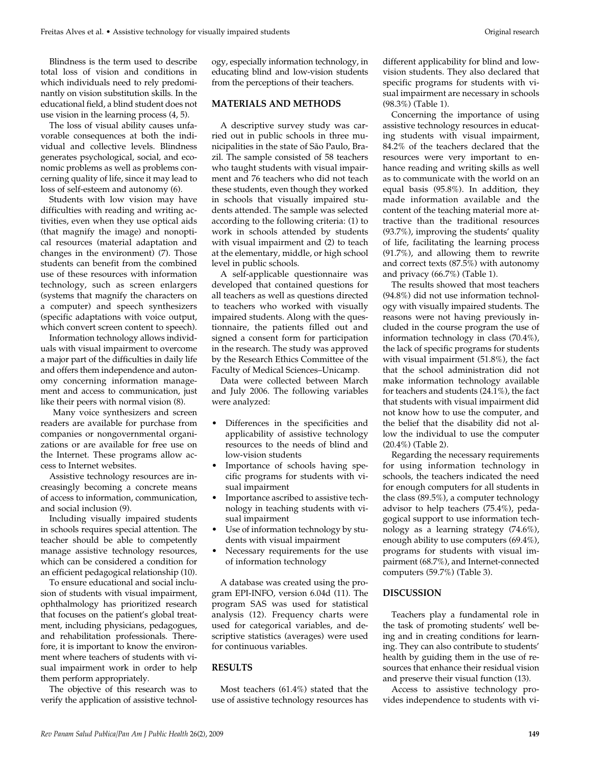Blindness is the term used to describe total loss of vision and conditions in which individuals need to rely predominantly on vision substitution skills. In the educational field, a blind student does not use vision in the learning process (4, 5).

The loss of visual ability causes unfavorable consequences at both the individual and collective levels. Blindness generates psychological, social, and economic problems as well as problems concerning quality of life, since it may lead to loss of self-esteem and autonomy (6).

Students with low vision may have difficulties with reading and writing activities, even when they use optical aids (that magnify the image) and nonoptical resources (material adaptation and changes in the environment) (7). Those students can benefit from the combined use of these resources with information technology, such as screen enlargers (systems that magnify the characters on a computer) and speech synthesizers (specific adaptations with voice output, which convert screen content to speech).

Information technology allows individuals with visual impairment to overcome a major part of the difficulties in daily life and offers them independence and autonomy concerning information management and access to communication, just like their peers with normal vision (8).

Many voice synthesizers and screen readers are available for purchase from companies or nongovernmental organizations or are available for free use on the Internet. These programs allow access to Internet websites.

Assistive technology resources are increasingly becoming a concrete means of access to information, communication, and social inclusion (9).

Including visually impaired students in schools requires special attention. The teacher should be able to competently manage assistive technology resources, which can be considered a condition for an efficient pedagogical relationship (10).

To ensure educational and social inclusion of students with visual impairment, ophthalmology has prioritized research that focuses on the patient's global treatment, including physicians, pedagogues, and rehabilitation professionals. Therefore, it is important to know the environment where teachers of students with visual impairment work in order to help them perform appropriately.

The objective of this research was to verify the application of assistive technology, especially information technology, in educating blind and low-vision students from the perceptions of their teachers.

## MATERIALS AND METHODS

A descriptive survey study was carried out in public schools in three municipalities in the state of São Paulo, Brazil. The sample consisted of 58 teachers who taught students with visual impairment and 76 teachers who did not teach these students, even though they worked in schools that visually impaired students attended. The sample was selected according to the following criteria: (1) to work in schools attended by students with visual impairment and (2) to teach at the elementary, middle, or high school level in public schools.

A self-applicable questionnaire was developed that contained questions for all teachers as well as questions directed to teachers who worked with visually impaired students. Along with the questionnaire, the patients filled out and signed a consent form for participation in the research. The study was approved by the Research Ethics Committee of the Faculty of Medical Sciences–Unicamp.

Data were collected between March and July 2006. The following variables were analyzed:

- Differences in the specificities and applicability of assistive technology resources to the needs of blind and low-vision students
- Importance of schools having specific programs for students with visual impairment
- Importance ascribed to assistive technology in teaching students with visual impairment
- Use of information technology by students with visual impairment
- Necessary requirements for the use of information technology

A database was created using the program EPI-INFO, version 6.04d (11). The program SAS was used for statistical analysis (12). Frequency charts were used for categorical variables, and descriptive statistics (averages) were used for continuous variables.

## RESULTS

Most teachers (61.4%) stated that the use of assistive technology resources has different applicability for blind and low-vision students. They also declared that specific programs for students with visual impairment are necessary in schools (98.3%) (Table 1).

Concerning the importance of using assistive technology resources in educating students with visual impairment, 84.2% of the teachers declared that the resources were very important to enhance reading and writing skills as well as to communicate with the world on an equal basis (95.8%). In addition, they made information available and the content of the teaching material more attractive than the traditional resources (93.7%), improving the students' quality of life, facilitating the learning process (91.7%), and allowing them to rewrite and correct texts (87.5%) with autonomy and privacy (66.7%) (Table 1).

The results showed that most teachers (94.8%) did not use information technology with visually impaired students. The reasons were not having previously included in the course program the use of information technology in class (70.4%), the lack of specific programs for students with visual impairment (51.8%), the fact that the school administration did not make information technology available for teachers and students (24.1%), the fact that students with visual impairment did not know how to use the computer, and the belief that the disability did not allow the individual to use the computer (20.4%) (Table 2).

Regarding the necessary requirements for using information technology in schools, the teachers indicated the need for enough computers for all students in the class (89.5%), a computer technology advisor to help teachers (75.4%), pedagogical support to use information technology as a learning strategy (74.6%), enough ability to use computers (69.4%), programs for students with visual impairment (68.7%), and Internet-connected computers (59.7%) (Table 3).

## DISCUSSION

Teachers play a fundamental role in the task of promoting students' well being and in creating conditions for learning. They can also contribute to students' health by guiding them in the use of resources that enhance their residual vision and preserve their visual function (13).

Access to assistive technology provides independence to students with vi-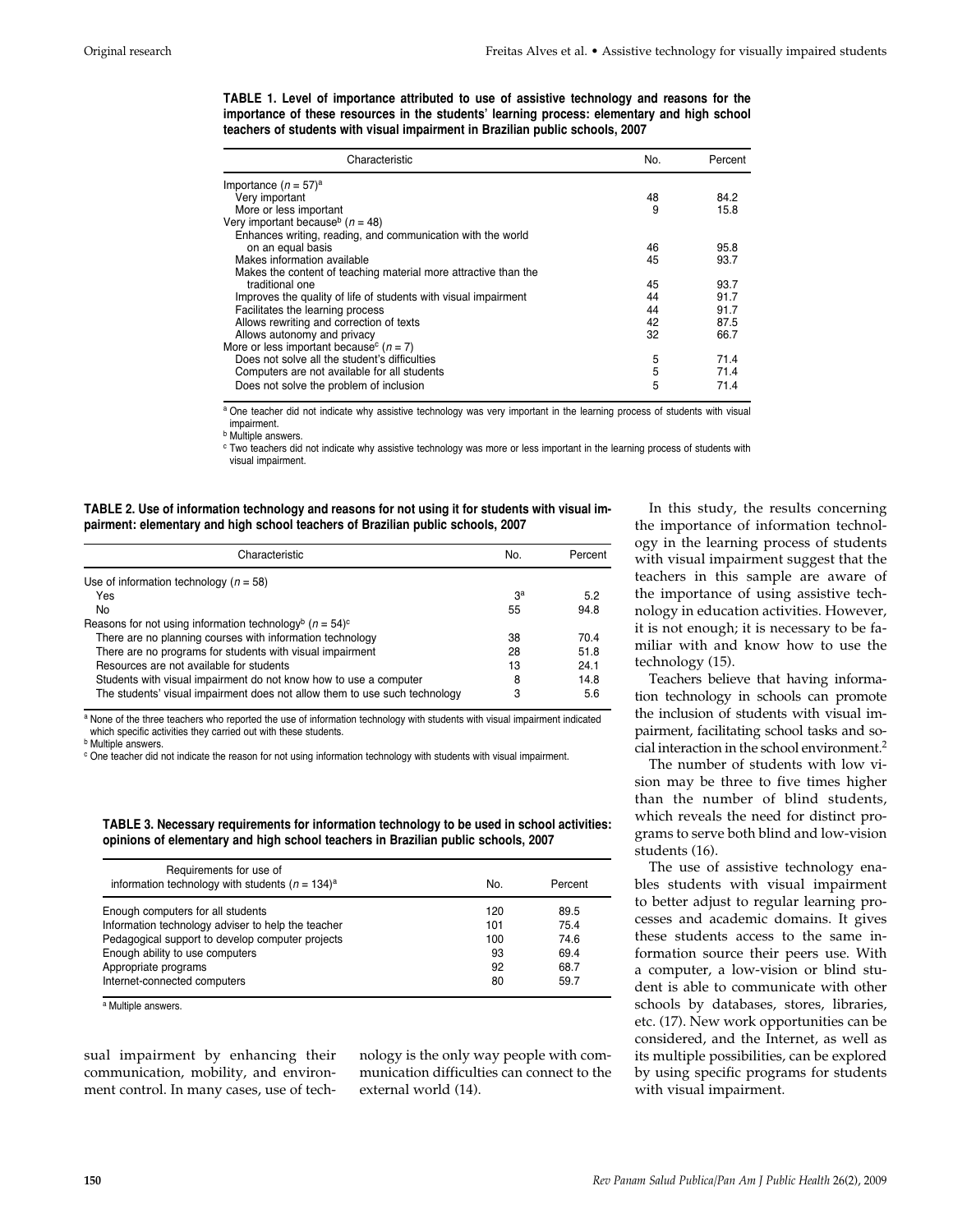**TABLE 1. Level of importance attributed to use of assistive technology and reasons for the importance of these resources in the students' learning process: elementary and high school teachers of students with visual impairment in Brazilian public schools, 2007**

| Characteristic | No. | Percent |
|---|---|---|
| Importance ($n$ = 57)[a] | | |
| Very important | 48 | 84.2 |
| More or less important | 9 | 15.8 |
| Very important because[b] ($n$ = 48) | | |
| Enhances writing, reading, and communication with the world on an equal basis | 46 | 95.8 |
| Makes information available | 45 | 93.7 |
| Makes the content of teaching material more attractive than the traditional one | 45 | 93.7 |
| Improves the quality of life of students with visual impairment | 44 | 91.7 |
| Facilitates the learning process | 44 | 91.7 |
| Allows rewriting and correction of texts | 42 | 87.5 |
| Allows autonomy and privacy | 32 | 66.7 |
| More or less important because[c] ($n$ = 7) | | |
| Does not solve all the student's difficulties | 5 | 71.4 |
| Computers are not available for all students | 5 | 71.4 |
| Does not solve the problem of inclusion | 5 | 71.4 |

[a] One teacher did not indicate why assistive technology was very important in the learning process of students with visual impairment.
[b] Multiple answers.
[c] Two teachers did not indicate why assistive technology was more or less important in the learning process of students with visual impairment.

**TABLE 2. Use of information technology and reasons for not using it for students with visual impairment: elementary and high school teachers of Brazilian public schools, 2007**

| Characteristic | No. | Percent |
|---|---|---|
| Use of information technology ($n$ = 58) | | |
| Yes | 3[a] | 5.2 |
| No | 55 | 94.8 |
| Reasons for not using information technology[b] ($n$ = 54)[c] | | |
| There are no planning courses with information technology | 38 | 70.4 |
| There are no programs for students with visual impairment | 28 | 51.8 |
| Resources are not available for students | 13 | 24.1 |
| Students with visual impairment do not know how to use a computer | 8 | 14.8 |
| The students' visual impairment does not allow them to use such technology | 3 | 5.6 |

[a] None of the three teachers who reported the use of information technology with students with visual impairment indicated which specific activities they carried out with these students.
[b] Multiple answers.
[c] One teacher did not indicate the reason for not using information technology with students with visual impairment.

**TABLE 3. Necessary requirements for information technology to be used in school activities: opinions of elementary and high school teachers in Brazilian public schools, 2007**

| Requirements for use of information technology with students ($n$ = 134)[a] | No. | Percent |
|---|---|---|
| Enough computers for all students | 120 | 89.5 |
| Information technology adviser to help the teacher | 101 | 75.4 |
| Pedagogical support to develop computer projects | 100 | 74.6 |
| Enough ability to use computers | 93 | 69.4 |
| Appropriate programs | 92 | 68.7 |
| Internet-connected computers | 80 | 59.7 |

[a] Multiple answers.

sual impairment by enhancing their communication, mobility, and environment control. In many cases, use of technology is the only way people with communication difficulties can connect to the external world (14).

In this study, the results concerning the importance of information technology in the learning process of students with visual impairment suggest that the teachers in this sample are aware of the importance of using assistive technology in education activities. However, it is not enough; it is necessary to be familiar with and know how to use the technology (15).

Teachers believe that having information technology in schools can promote the inclusion of students with visual impairment, facilitating school tasks and social interaction in the school environment.[2]

The number of students with low vision may be three to five times higher than the number of blind students, which reveals the need for distinct programs to serve both blind and low-vision students (16).

The use of assistive technology enables students with visual impairment to better adjust to regular learning processes and academic domains. It gives these students access to the same information source their peers use. With a computer, a low-vision or blind student is able to communicate with other schools by databases, stores, libraries, etc. (17). New work opportunities can be considered, and the Internet, as well as its multiple possibilities, can be explored by using specific programs for students with visual impairment.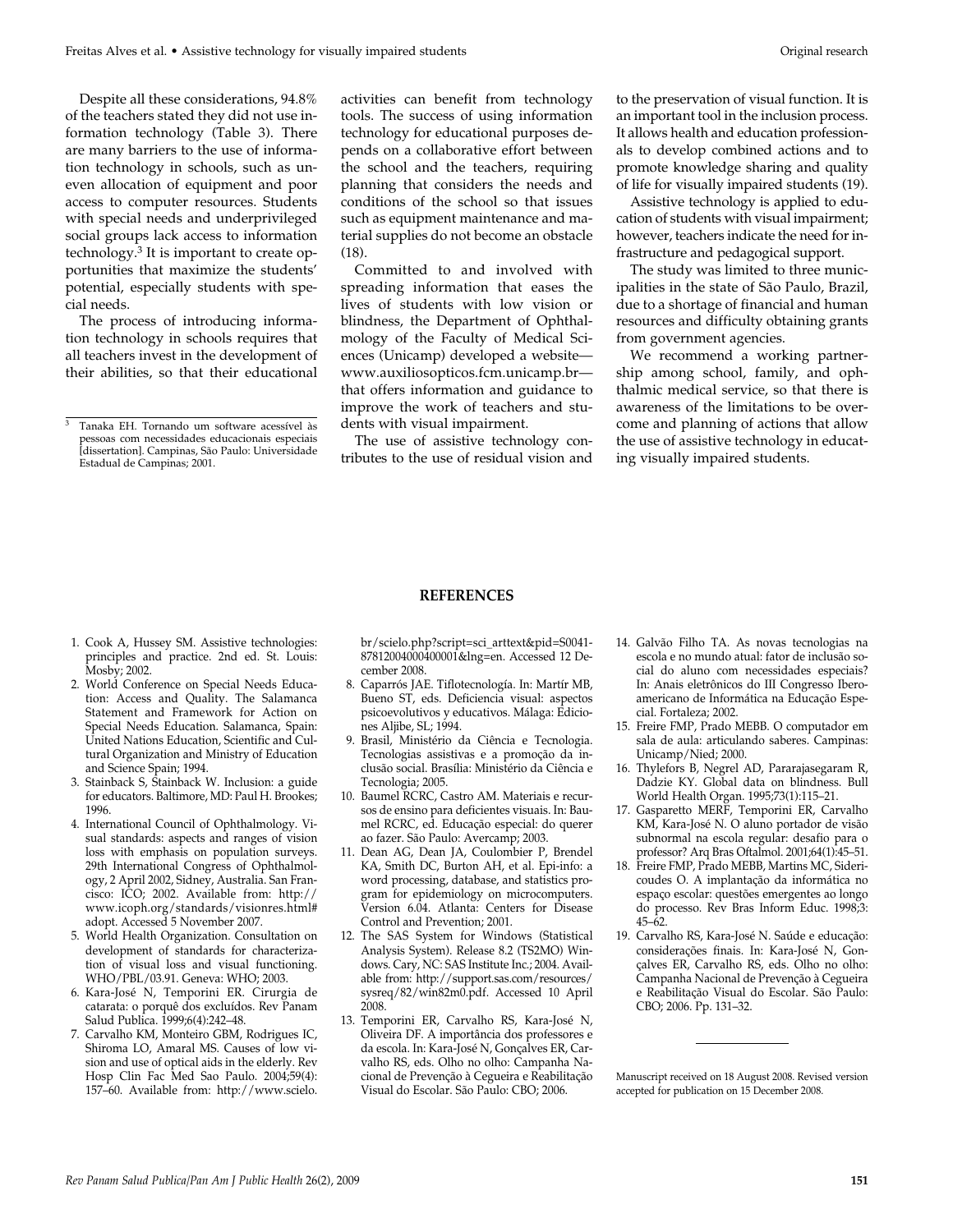Despite all these considerations, 94.8% of the teachers stated they did not use information technology (Table 3). There are many barriers to the use of information technology in schools, such as uneven allocation of equipment and poor access to computer resources. Students with special needs and underprivileged social groups lack access to information technology.[3] It is important to create opportunities that maximize the students' potential, especially students with special needs.

The process of introducing information technology in schools requires that all teachers invest in the development of their abilities, so that their educational activities can benefit from technology tools. The success of using information technology for educational purposes depends on a collaborative effort between the school and the teachers, requiring planning that considers the needs and conditions of the school so that issues such as equipment maintenance and material supplies do not become an obstacle (18).

Committed to and involved with spreading information that eases the lives of students with low vision or blindness, the Department of Ophthalmology of the Faculty of Medical Sciences (Unicamp) developed a website—www.auxiliosopticos.fcm.unicamp.br—that offers information and guidance to improve the work of teachers and students with visual impairment.

The use of assistive technology contributes to the use of residual vision and to the preservation of visual function. It is an important tool in the inclusion process. It allows health and education professionals to develop combined actions and to promote knowledge sharing and quality of life for visually impaired students (19).

Assistive technology is applied to education of students with visual impairment; however, teachers indicate the need for infrastructure and pedagogical support.

The study was limited to three municipalities in the state of São Paulo, Brazil, due to a shortage of financial and human resources and difficulty obtaining grants from government agencies.

We recommend a working partnership among school, family, and ophthalmic medical service, so that there is awareness of the limitations to be overcome and planning of actions that allow the use of assistive technology in educating visually impaired students.

[3] Tanaka EH. Tornando um software acessível às pessoas com necessidades educacionais especiais [dissertation]. Campinas, São Paulo: Universidade Estadual de Campinas; 2001.

## REFERENCES

1. Cook A, Hussey SM. Assistive technologies: principles and practice. 2nd ed. St. Louis: Mosby; 2002.
2. World Conference on Special Needs Education: Access and Quality. The Salamanca Statement and Framework for Action on Special Needs Education. Salamanca, Spain: United Nations Education, Scientific and Cultural Organization and Ministry of Education and Science Spain; 1994.
3. Stainback S, Stainback W. Inclusion: a guide for educators. Baltimore, MD: Paul H. Brookes; 1996.
4. International Council of Ophthalmology. Visual standards: aspects and ranges of vision loss with emphasis on population surveys. 29th International Congress of Ophthalmology, 2 April 2002, Sidney, Australia. San Francisco: ICO; 2002. Available from: http://www.icoph.org/standards/visionres.html#adopt. Accessed 5 November 2007.
5. World Health Organization. Consultation on development of standards for characterization of visual loss and visual functioning. WHO/PBL/03.91. Geneva: WHO; 2003.
6. Kara-José N, Temporini ER. Cirurgia de catarata: o porquê dos excluídos. Rev Panam Salud Publica. 1999;6(4):242–48.
7. Carvalho KM, Monteiro GBM, Rodrigues IC, Shiroma LO, Amaral MS. Causes of low vision and use of optical aids in the elderly. Rev Hosp Clin Fac Med Sao Paulo. 2004;59(4): 157–60. Available from: http://www.scielo.br/scielo.php?script=sci_arttext&pid=S0041-87812004000400001&lng=en. Accessed 12 December 2008.
8. Caparrós JAE. Tiflotecnología. In: Martír MB, Bueno ST, eds. Deficiencia visual: aspectos psicoevolutivos y educativos. Málaga: Ediciones Aljibe, SL; 1994.
9. Brasil, Ministério da Ciência e Tecnologia. Tecnologias assistivas e a promoção da inclusão social. Brasília: Ministério da Ciência e Tecnologia; 2005.
10. Baumel RCRC, Castro AM. Materiais e recursos de ensino para deficientes visuais. In: Baumel RCRC, ed. Educação especial: do querer ao fazer. São Paulo: Avercamp; 2003.
11. Dean AG, Dean JA, Coulombier P, Brendel KA, Smith DC, Burton AH, et al. Epi-info: a word processing, database, and statistics program for epidemiology on microcomputers. Version 6.04. Atlanta: Centers for Disease Control and Prevention; 2001.
12. The SAS System for Windows (Statistical Analysis System). Release 8.2 (TS2MO) Windows. Cary, NC: SAS Institute Inc.; 2004. Available from: http://support.sas.com/resources/sysreq/82/win82m0.pdf. Accessed 10 April 2008.
13. Temporini ER, Carvalho RS, Kara-José N, Oliveira DF. A importância dos professores e da escola. In: Kara-José N, Gonçalves ER, Carvalho RS, eds. Olho no olho: Campanha Nacional de Prevenção à Cegueira e Reabilitação Visual do Escolar. São Paulo: CBO; 2006.
14. Galvão Filho TA. As novas tecnologias na escola e no mundo atual: fator de inclusão social do aluno com necessidades especiais? In: Anais eletrônicos do III Congresso Ibero-americano de Informática na Educação Especial. Fortaleza; 2002.
15. Freire FMP, Prado MEBB. O computador em sala de aula: articulando saberes. Campinas: Unicamp/Nied; 2000.
16. Thylefors B, Negrel AD, Pararajasegaram R, Dadzie KY. Global data on blindness. Bull World Health Organ. 1995;73(1):115–21.
17. Gasparetto MERF, Temporini ER, Carvalho KM, Kara-José N. O aluno portador de visão subnormal na escola regular: desafio para o professor? Arq Bras Oftalmol. 2001;64(1):45–51.
18. Freire FMP, Prado MEBB, Martins MC, Sidericoudes O. A implantação da informática no espaço escolar: questões emergentes ao longo do processo. Rev Bras Inform Educ. 1998;3: 45–62.
19. Carvalho RS, Kara-José N. Saúde e educação: considerações finais. In: Kara-José N, Gonçalves ER, Carvalho RS, eds. Olho no olho: Campanha Nacional de Prevenção à Cegueira e Reabilitação Visual do Escolar. São Paulo: CBO; 2006. Pp. 131–32.

Manuscript received on 18 August 2008. Revised version accepted for publication on 15 December 2008.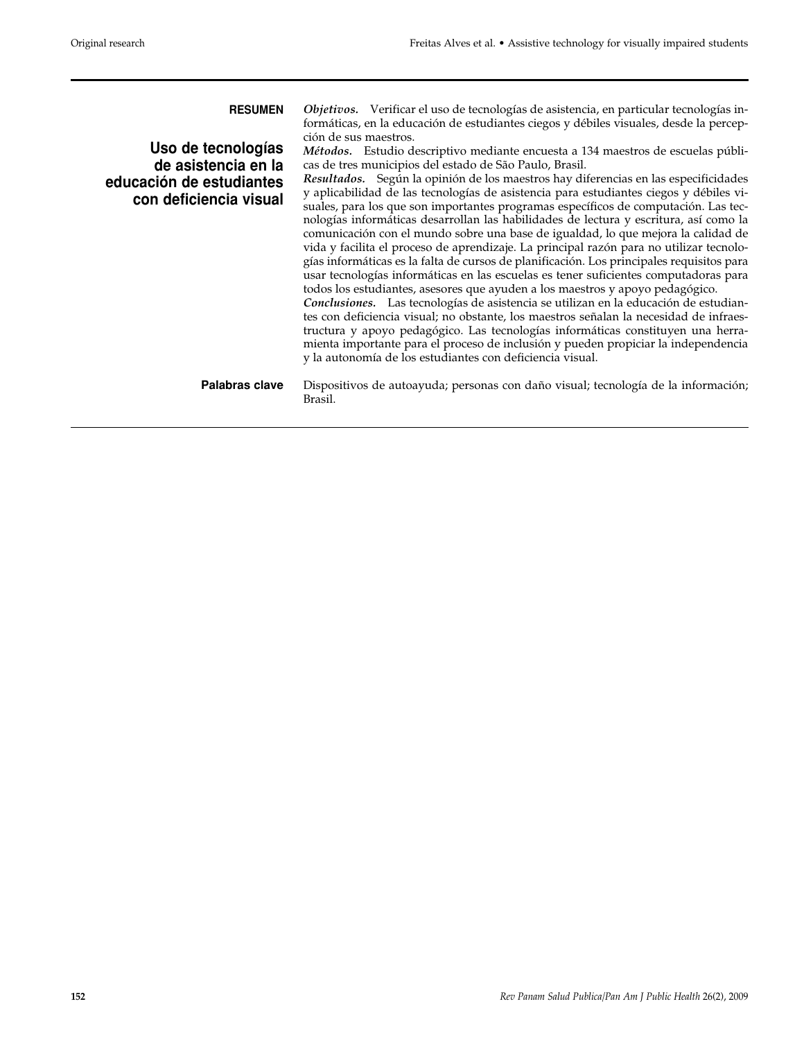## RESUMEN

### Uso de tecnologías de asistencia en la educación de estudiantes con deficiencia visual

***Objetivos.*** Verificar el uso de tecnologías de asistencia, en particular tecnologías informáticas, en la educación de estudiantes ciegos y débiles visuales, desde la percepción de sus maestros.

***Métodos.*** Estudio descriptivo mediante encuesta a 134 maestros de escuelas públicas de tres municipios del estado de São Paulo, Brasil.

***Resultados.*** Según la opinión de los maestros hay diferencias en las especificidades y aplicabilidad de las tecnologías de asistencia para estudiantes ciegos y débiles visuales, para los que son importantes programas específicos de computación. Las tecnologías informáticas desarrollan las habilidades de lectura y escritura, así como la comunicación con el mundo sobre una base de igualdad, lo que mejora la calidad de vida y facilita el proceso de aprendizaje. La principal razón para no utilizar tecnologías informáticas es la falta de cursos de planificación. Los principales requisitos para usar tecnologías informáticas en las escuelas es tener suficientes computadoras para todos los estudiantes, asesores que ayuden a los maestros y apoyo pedagógico.

***Conclusiones.*** Las tecnologías de asistencia se utilizan en la educación de estudiantes con deficiencia visual; no obstante, los maestros señalan la necesidad de infraestructura y apoyo pedagógico. Las tecnologías informáticas constituyen una herramienta importante para el proceso de inclusión y pueden propiciar la independencia y la autonomía de los estudiantes con deficiencia visual.

**Palabras clave** Dispositivos de autoayuda; personas con daño visual; tecnología de la información; Brasil.